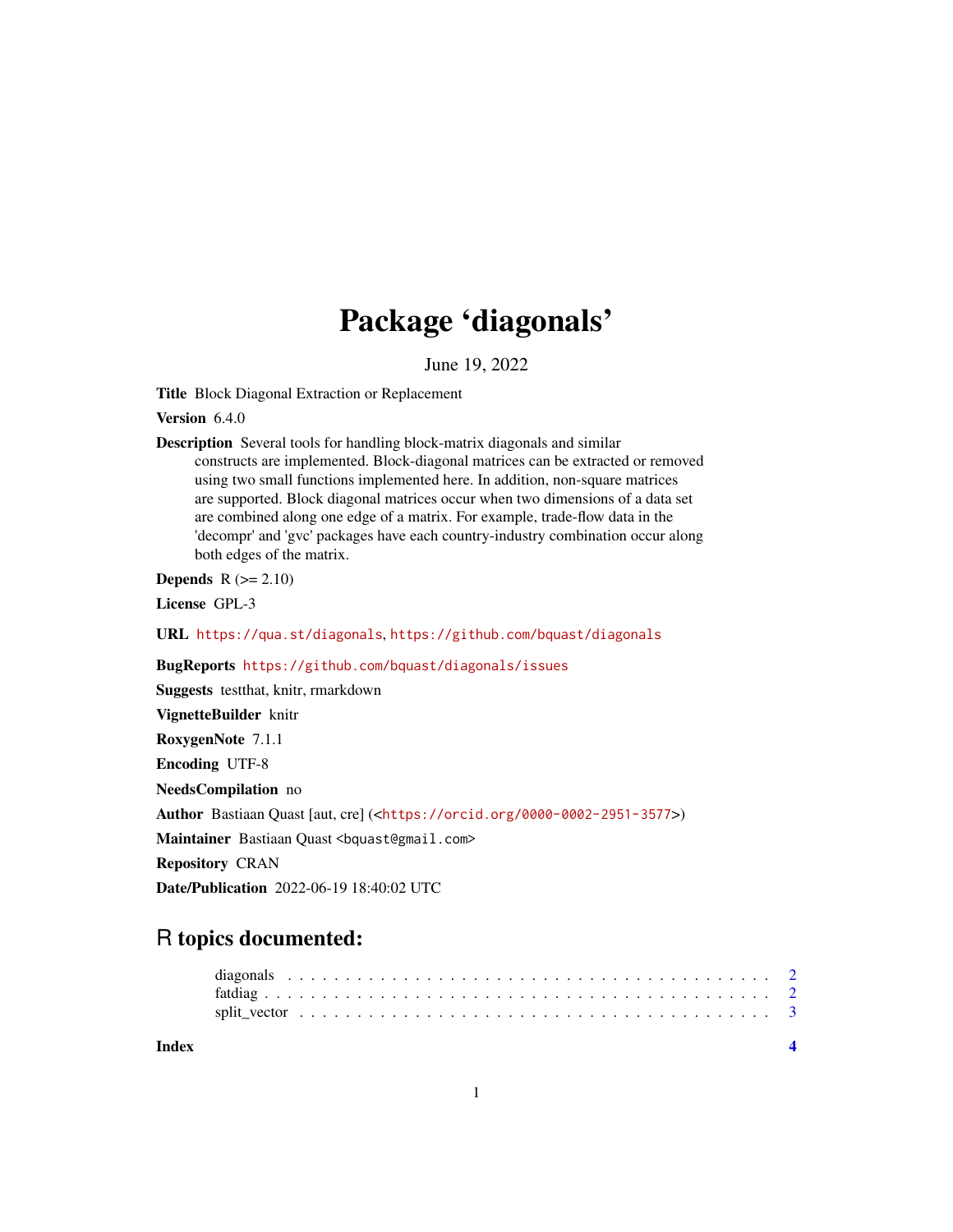# Package 'diagonals'

June 19, 2022

**Title** Block Diagonal Extraction or Replacement

**Version** 6.4.0

**Description** Several tools for handling block-matrix diagonals and similar constructs are implemented. Block-diagonal matrices can be extracted or removed using two small functions implemented here. In addition, non-square matrices are supported. Block diagonal matrices occur when two dimensions of a data set are combined along one edge of a matrix. For example, trade-flow data in the 'decompr' and 'gvc' packages have each country-industry combination occur along both edges of the matrix.

**Depends** R (>= 2.10)

**License** GPL-3

**URL** https://qua.st/diagonals, https://github.com/bquast/diagonals

**BugReports** https://github.com/bquast/diagonals/issues

**Suggests** testthat, knitr, rmarkdown

**VignetteBuilder** knitr

**RoxygenNote** 7.1.1

**Encoding** UTF-8

**NeedsCompilation** no

**Author** Bastiaan Quast [aut, cre] (<https://orcid.org/0000-0002-2951-3577>)

**Maintainer** Bastiaan Quast <bquast@gmail.com>

**Repository** CRAN

**Date/Publication** 2022-06-19 18:40:02 UTC

## R topics documented:

- diagonals . . . . . . . . . . . . . . . . . . . . . . . . . . . . . . . . . . . . . . . . . 2
- fatdiag . . . . . . . . . . . . . . . . . . . . . . . . . . . . . . . . . . . . . . . . . . 2
- split_vector . . . . . . . . . . . . . . . . . . . . . . . . . . . . . . . . . . . . . . . 3

**Index** **4**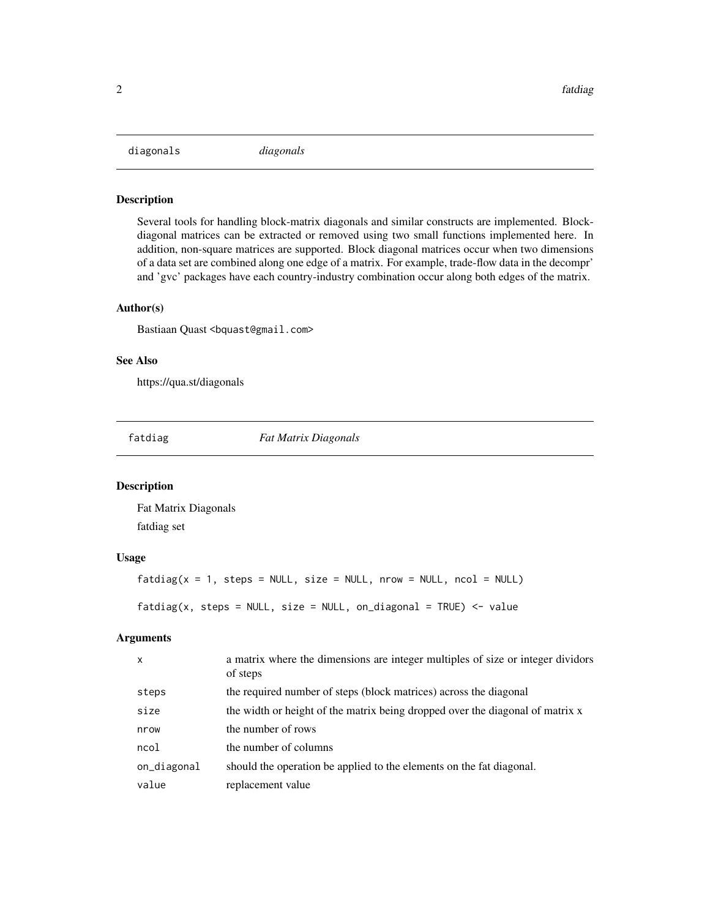## diagonals — *diagonals*

### Description

Several tools for handling block-matrix diagonals and similar constructs are implemented. Block-diagonal matrices can be extracted or removed using two small functions implemented here. In addition, non-square matrices are supported. Block diagonal matrices occur when two dimensions of a data set are combined along one edge of a matrix. For example, trade-flow data in the decompr' and 'gvc' packages have each country-industry combination occur along both edges of the matrix.

### Author(s)

Bastiaan Quast <bquast@gmail.com>

### See Also

https://qua.st/diagonals

## fatdiag — *Fat Matrix Diagonals*

### Description

Fat Matrix Diagonals

fatdiag set

### Usage

```
fatdiag(x = 1, steps = NULL, size = NULL, nrow = NULL, ncol = NULL)

fatdiag(x, steps = NULL, size = NULL, on_diagonal = TRUE) <- value
```

### Arguments

| Argument | Description |
|---|---|
| x | a matrix where the dimensions are integer multiples of size or integer dividors of steps |
| steps | the required number of steps (block matrices) across the diagonal |
| size | the width or height of the matrix being dropped over the diagonal of matrix x |
| nrow | the number of rows |
| ncol | the number of columns |
| on_diagonal | should the operation be applied to the elements on the fat diagonal. |
| value | replacement value |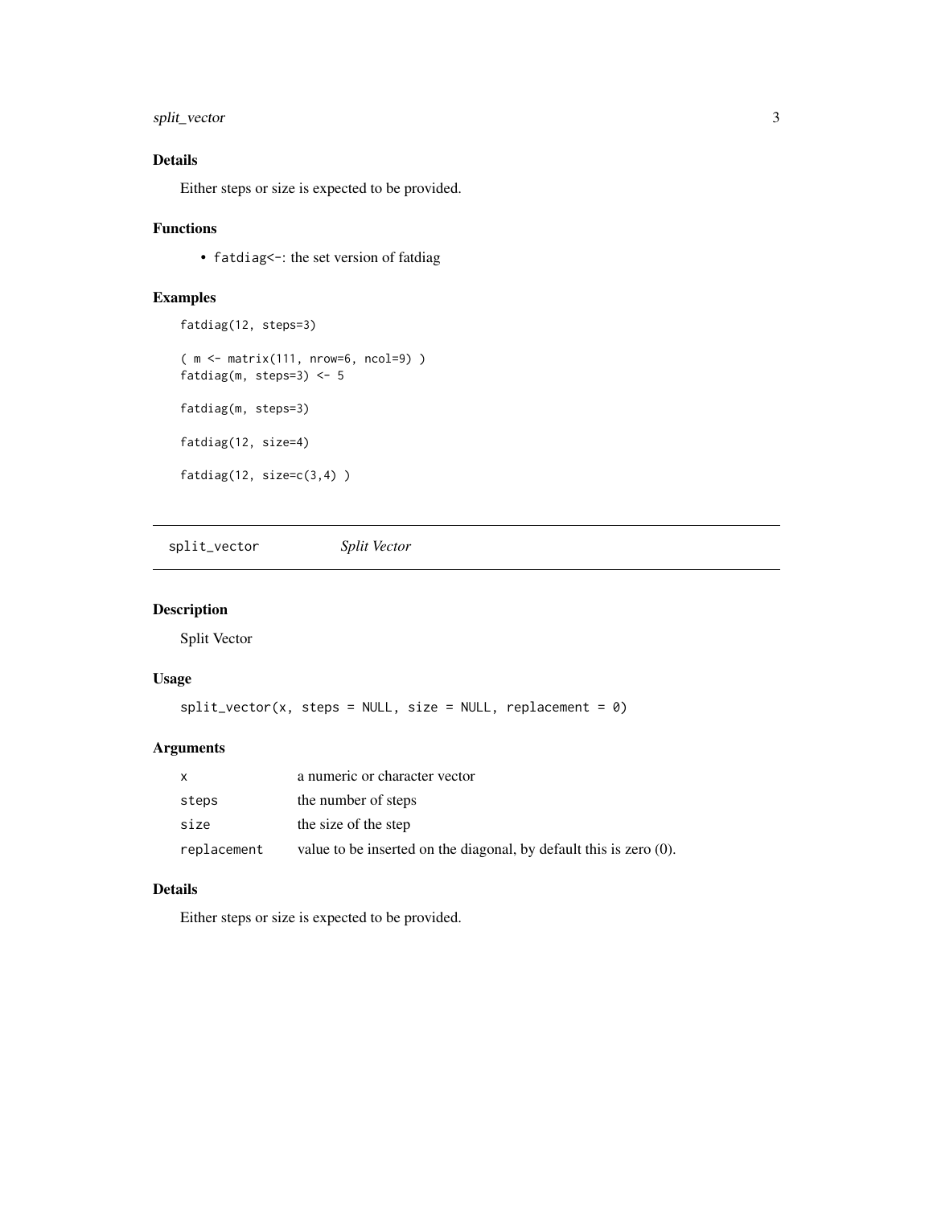### Details

Either steps or size is expected to be provided.

### Functions

- `fatdiag<-`: the set version of fatdiag

### Examples

```
fatdiag(12, steps=3)

( m <- matrix(111, nrow=6, ncol=9) )
fatdiag(m, steps=3) <- 5

fatdiag(m, steps=3)

fatdiag(12, size=4)

fatdiag(12, size=c(3,4) )
```

---

## split_vector — *Split Vector*

### Description

Split Vector

### Usage

```
split_vector(x, steps = NULL, size = NULL, replacement = 0)
```

### Arguments

| | |
|---|---|
| `x` | a numeric or character vector |
| `steps` | the number of steps |
| `size` | the size of the step |
| `replacement` | value to be inserted on the diagonal, by default this is zero (0). |

### Details

Either steps or size is expected to be provided.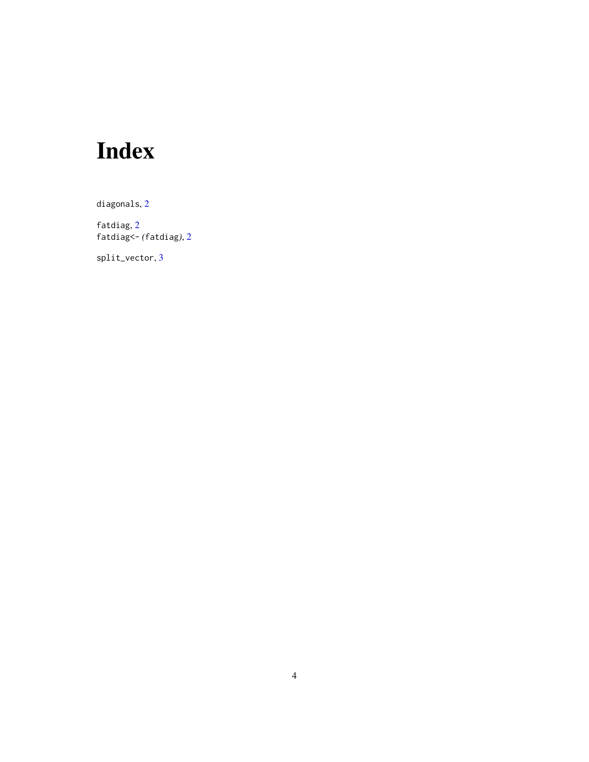# Index

diagonals, 2

fatdiag, 2
fatdiag<- (fatdiag), 2

split_vector, 3